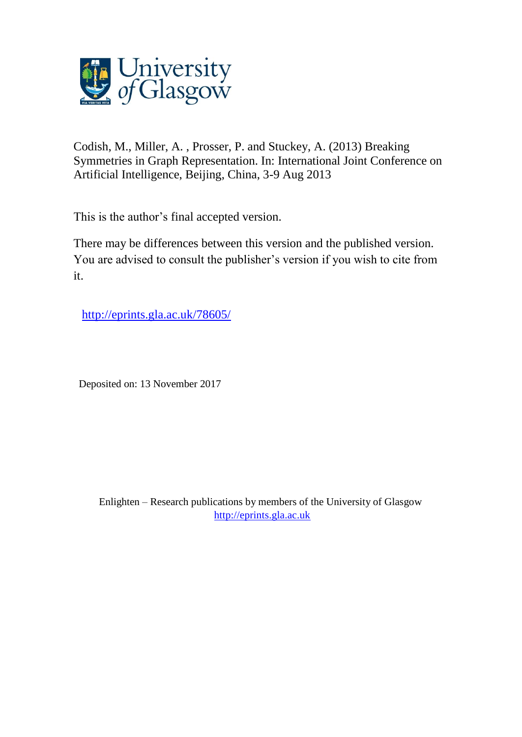Codish, M., Miller, A. , Prosser, P. and Stuckey, A. (2013) Breaking Symmetries in Graph Representation. In: International Joint Conference on Artificial Intelligence, Beijing, China, 3-9 Aug 2013

This is the author's final accepted version.

There may be differences between this version and the published version. You are advised to consult the publisher's version if you wish to cite from it.

http://eprints.gla.ac.uk/78605/

Deposited on: 13 November 2017

Enlighten – Research publications by members of the University of Glasgow
http://eprints.gla.ac.uk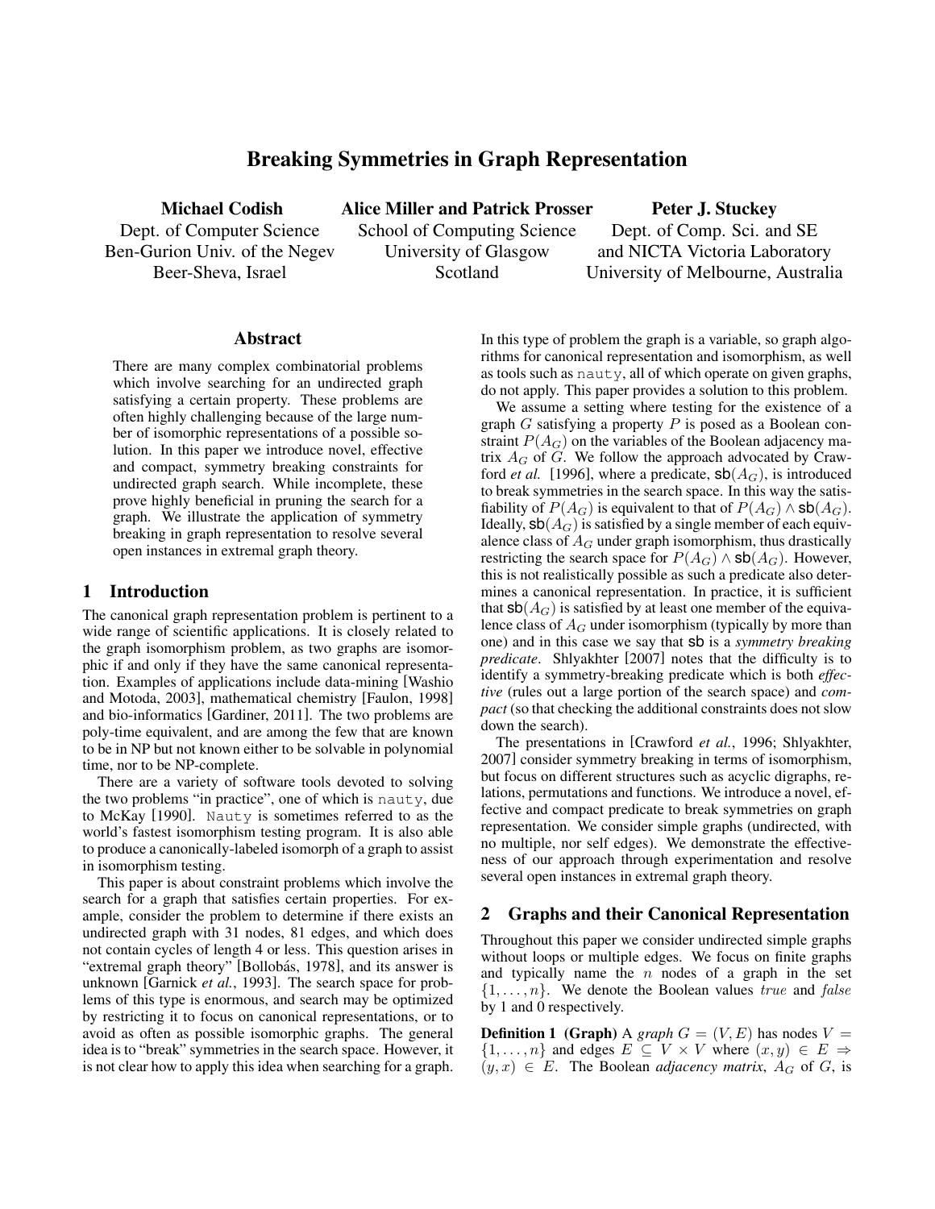# Breaking Symmetries in Graph Representation

**Michael Codish**
Dept. of Computer Science
Ben-Gurion Univ. of the Negev
Beer-Sheva, Israel

**Alice Miller and Patrick Prosser**
School of Computing Science
University of Glasgow
Scotland

**Peter J. Stuckey**
Dept. of Comp. Sci. and SE
and NICTA Victoria Laboratory
University of Melbourne, Australia

## Abstract

There are many complex combinatorial problems which involve searching for an undirected graph satisfying a certain property. These problems are often highly challenging because of the large number of isomorphic representations of a possible solution. In this paper we introduce novel, effective and compact, symmetry breaking constraints for undirected graph search. While incomplete, these prove highly beneficial in pruning the search for a graph. We illustrate the application of symmetry breaking in graph representation to resolve several open instances in extremal graph theory.

## 1 Introduction

The canonical graph representation problem is pertinent to a wide range of scientific applications. It is closely related to the graph isomorphism problem, as two graphs are isomorphic if and only if they have the same canonical representation. Examples of applications include data-mining [Washio and Motoda, 2003], mathematical chemistry [Faulon, 1998] and bio-informatics [Gardiner, 2011]. The two problems are poly-time equivalent, and are among the few that are known to be in NP but not known either to be solvable in polynomial time, nor to be NP-complete.

There are a variety of software tools devoted to solving the two problems "in practice", one of which is nauty, due to McKay [1990]. Nauty is sometimes referred to as the world's fastest isomorphism testing program. It is also able to produce a canonically-labeled isomorph of a graph to assist in isomorphism testing.

This paper is about constraint problems which involve the search for a graph that satisfies certain properties. For example, consider the problem to determine if there exists an undirected graph with 31 nodes, 81 edges, and which does not contain cycles of length 4 or less. This question arises in "extremal graph theory" [Bollobás, 1978], and its answer is unknown [Garnick *et al.*, 1993]. The search space for problems of this type is enormous, and search may be optimized by restricting it to focus on canonical representations, or to avoid as often as possible isomorphic graphs. The general idea is to "break" symmetries in the search space. However, it is not clear how to apply this idea when searching for a graph. In this type of problem the graph is a variable, so graph algorithms for canonical representation and isomorphism, as well as tools such as nauty, all of which operate on given graphs, do not apply. This paper provides a solution to this problem.

We assume a setting where testing for the existence of a graph $G$ satisfying a property $P$ is posed as a Boolean constraint $P(A_G)$ on the variables of the Boolean adjacency matrix $A_G$ of $G$. We follow the approach advocated by Crawford *et al.* [1996], where a predicate, $\mathsf{sb}(A_G)$, is introduced to break symmetries in the search space. In this way the satisfiability of $P(A_G)$ is equivalent to that of $P(A_G) \wedge \mathsf{sb}(A_G)$. Ideally, $\mathsf{sb}(A_G)$ is satisfied by a single member of each equivalence class of $A_G$ under graph isomorphism, thus drastically restricting the search space for $P(A_G) \wedge \mathsf{sb}(A_G)$. However, this is not realistically possible as such a predicate also determines a canonical representation. In practice, it is sufficient that $\mathsf{sb}(A_G)$ is satisfied by at least one member of the equivalence class of $A_G$ under isomorphism (typically by more than one) and in this case we say that $\mathsf{sb}$ is a *symmetry breaking predicate*. Shlyakhter [2007] notes that the difficulty is to identify a symmetry-breaking predicate which is both *effective* (rules out a large portion of the search space) and *compact* (so that checking the additional constraints does not slow down the search).

The presentations in [Crawford *et al.*, 1996; Shlyakhter, 2007] consider symmetry breaking in terms of isomorphism, but focus on different structures such as acyclic digraphs, relations, permutations and functions. We introduce a novel, effective and compact predicate to break symmetries on graph representation. We consider simple graphs (undirected, with no multiple, nor self edges). We demonstrate the effectiveness of our approach through experimentation and resolve several open instances in extremal graph theory.

## 2 Graphs and their Canonical Representation

Throughout this paper we consider undirected simple graphs without loops or multiple edges. We focus on finite graphs and typically name the $n$ nodes of a graph in the set $\{1, \ldots, n\}$. We denote the Boolean values *true* and *false* by 1 and 0 respectively.

**Definition 1 (Graph)** A *graph* $G = (V, E)$ has nodes $V = \{1, \ldots, n\}$ and edges $E \subseteq V \times V$ where $(x, y) \in E \Rightarrow (y, x) \in E$. The Boolean *adjacency matrix*, $A_G$ of $G$, is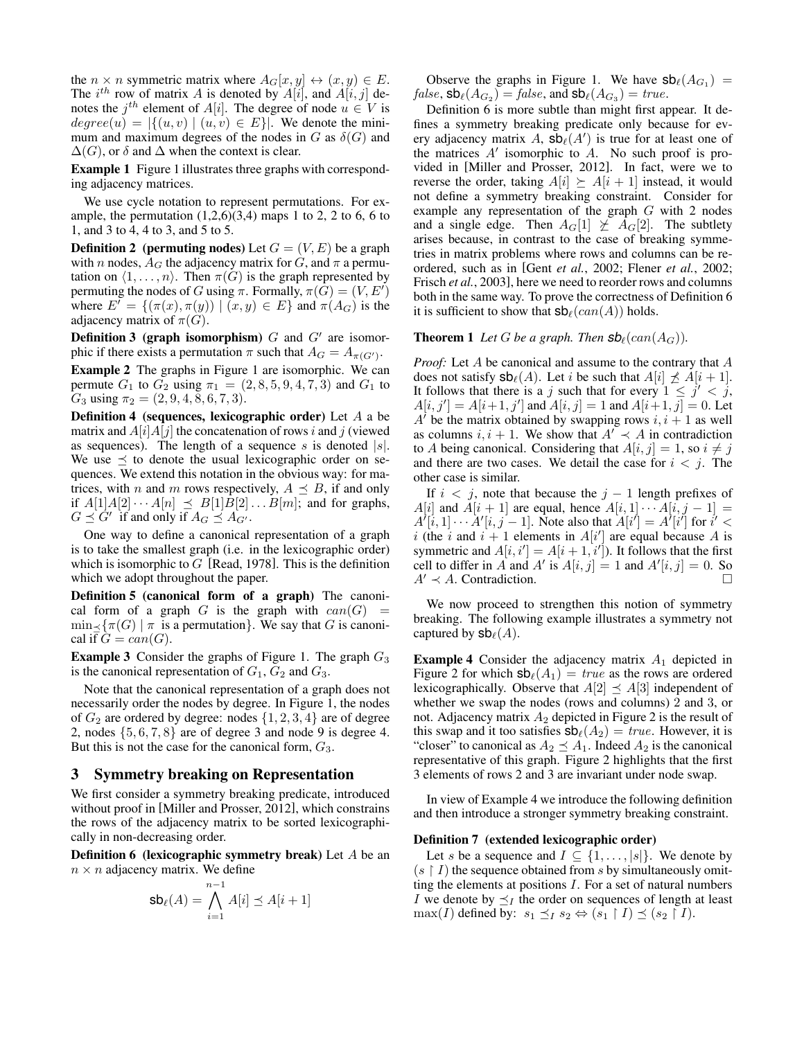the $n \times n$ symmetric matrix where $A_G[x,y] \leftrightarrow (x,y) \in E$. The $i^{th}$ row of matrix $A$ is denoted by $A[i]$, and $A[i,j]$ denotes the $j^{th}$ element of $A[i]$. The degree of node $u \in V$ is $degree(u) = |\{(u,v) \mid (u,v) \in E\}|$. We denote the minimum and maximum degrees of the nodes in $G$ as $\delta(G)$ and $\Delta(G)$, or $\delta$ and $\Delta$ when the context is clear.

**Example 1** Figure 1 illustrates three graphs with corresponding adjacency matrices.

We use cycle notation to represent permutations. For example, the permutation (1,2,6)(3,4) maps 1 to 2, 2 to 6, 6 to 1, and 3 to 4, 4 to 3, and 5 to 5.

**Definition 2 (permuting nodes)** Let $G = (V, E)$ be a graph with $n$ nodes, $A_G$ the adjacency matrix for $G$, and $\pi$ a permutation on $\langle 1, \ldots, n \rangle$. Then $\pi(G)$ is the graph represented by permuting the nodes of $G$ using $\pi$. Formally, $\pi(G) = (V, E')$ where $E' = \{(\pi(x), \pi(y)) \mid (x,y) \in E\}$ and $\pi(A_G)$ is the adjacency matrix of $\pi(G)$.

**Definition 3 (graph isomorphism)** $G$ and $G'$ are isomorphic if there exists a permutation $\pi$ such that $A_G = A_{\pi(G')}$.

**Example 2** The graphs in Figure 1 are isomorphic. We can permute $G_1$ to $G_2$ using $\pi_1 = (2,8,5,9,4,7,3)$ and $G_1$ to $G_3$ using $\pi_2 = (2,9,4,8,6,7,3)$.

**Definition 4 (sequences, lexicographic order)** Let $A$ a be matrix and $A[i]A[j]$ the concatenation of rows $i$ and $j$ (viewed as sequences). The length of a sequence $s$ is denoted $|s|$. We use $\preceq$ to denote the usual lexicographic order on sequences. We extend this notation in the obvious way: for matrices, with $n$ and $m$ rows respectively, $A \preceq B$, if and only if $A[1]A[2] \cdots A[n] \preceq B[1]B[2] \ldots B[m]$; and for graphs, $G \preceq G'$ if and only if $A_G \preceq A_{G'}$.

One way to define a canonical representation of a graph is to take the smallest graph (i.e. in the lexicographic order) which is isomorphic to $G$ [Read, 1978]. This is the definition which we adopt throughout the paper.

**Definition 5 (canonical form of a graph)** The canonical form of a graph $G$ is the graph with $can(G) = \min_{\preceq}\{\pi(G) \mid \pi \text{ is a permutation}\}$. We say that $G$ is canonical if $G = can(G)$.

**Example 3** Consider the graphs of Figure 1. The graph $G_3$ is the canonical representation of $G_1$, $G_2$ and $G_3$.

Note that the canonical representation of a graph does not necessarily order the nodes by degree. In Figure 1, the nodes of $G_2$ are ordered by degree: nodes $\{1,2,3,4\}$ are of degree 2, nodes $\{5,6,7,8\}$ are of degree 3 and node 9 is degree 4. But this is not the case for the canonical form, $G_3$.

## 3 Symmetry breaking on Representation

We first consider a symmetry breaking predicate, introduced without proof in [Miller and Prosser, 2012], which constrains the rows of the adjacency matrix to be sorted lexicographically in non-decreasing order.

**Definition 6 (lexicographic symmetry break)** Let $A$ be an $n \times n$ adjacency matrix. We define

$$\mathsf{sb}_\ell(A) = \bigwedge_{i=1}^{n-1} A[i] \preceq A[i+1]$$

Observe the graphs in Figure 1. We have $\mathsf{sb}_\ell(A_{G_1}) = false$, $\mathsf{sb}_\ell(A_{G_2}) = false$, and $\mathsf{sb}_\ell(A_{G_3}) = true$.

Definition 6 is more subtle than might first appear. It defines a symmetry breaking predicate only because for every adjacency matrix $A$, $\mathsf{sb}_\ell(A')$ is true for at least one of the matrices $A'$ isomorphic to $A$. No such proof is provided in [Miller and Prosser, 2012]. In fact, were we to reverse the order, taking $A[i] \succeq A[i+1]$ instead, it would not define a symmetry breaking constraint. Consider for example any representation of the graph $G$ with 2 nodes and a single edge. Then $A_G[1] \not\succeq A_G[2]$. The subtlety arises because, in contrast to the case of breaking symmetries in matrix problems where rows and columns can be reordered, such as in [Gent *et al.*, 2002; Flener *et al.*, 2002; Frisch *et al.*, 2003], here we need to reorder rows and columns both in the same way. To prove the correctness of Definition 6 it is sufficient to show that $\mathsf{sb}_\ell(can(A))$ holds.

**Theorem 1** *Let $G$ be a graph. Then $\mathsf{sb}_\ell(can(A_G))$.*

*Proof:* Let $A$ be canonical and assume to the contrary that $A$ does not satisfy $\mathsf{sb}_\ell(A)$. Let $i$ be such that $A[i] \not\preceq A[i+1]$. It follows that there is a $j$ such that for every $1 \leq j' < j$, $A[i,j'] = A[i+1,j']$ and $A[i,j] = 1$ and $A[i+1,j] = 0$. Let $A'$ be the matrix obtained by swapping rows $i, i+1$ as well as columns $i, i+1$. We show that $A' \prec A$ in contradiction to $A$ being canonical. Considering that $A[i,j] = 1$, so $i \neq j$ and there are two cases. We detail the case for $i < j$. The other case is similar.

If $i < j$, note that because the $j-1$ length prefixes of $A[i]$ and $A[i+1]$ are equal, hence $A[i,1] \cdots A[i,j-1] = A'[i,1] \cdots A'[i,j-1]$. Note also that $A[i'] = A'[i']$ for $i' < i$ (the $i$ and $i+1$ elements in $A[i']$ are equal because $A$ is symmetric and $A[i,i'] = A[i+1,i']$). It follows that the first cell to differ in $A$ and $A'$ is $A[i,j] = 1$ and $A'[i,j] = 0$. So $A' \prec A$. Contradiction. $\square$

We now proceed to strengthen this notion of symmetry breaking. The following example illustrates a symmetry not captured by $\mathsf{sb}_\ell(A)$.

**Example 4** Consider the adjacency matrix $A_1$ depicted in Figure 2 for which $\mathsf{sb}_\ell(A_1) = true$ as the rows are ordered lexicographically. Observe that $A[2] \preceq A[3]$ independent of whether we swap the nodes (rows and columns) 2 and 3, or not. Adjacency matrix $A_2$ depicted in Figure 2 is the result of this swap and it too satisfies $\mathsf{sb}_\ell(A_2) = true$. However, it is "closer" to canonical as $A_2 \preceq A_1$. Indeed $A_2$ is the canonical representative of this graph. Figure 2 highlights that the first 3 elements of rows 2 and 3 are invariant under node swap.

In view of Example 4 we introduce the following definition and then introduce a stronger symmetry breaking constraint.

**Definition 7 (extended lexicographic order)**

Let $s$ be a sequence and $I \subseteq \{1, \ldots, |s|\}$. We denote by $(s \restriction I)$ the sequence obtained from $s$ by simultaneously omitting the elements at positions $I$. For a set of natural numbers $I$ we denote by $\preceq_I$ the order on sequences of length at least $\max(I)$ defined by: $s_1 \preceq_I s_2 \Leftrightarrow (s_1 \restriction I) \preceq (s_2 \restriction I)$.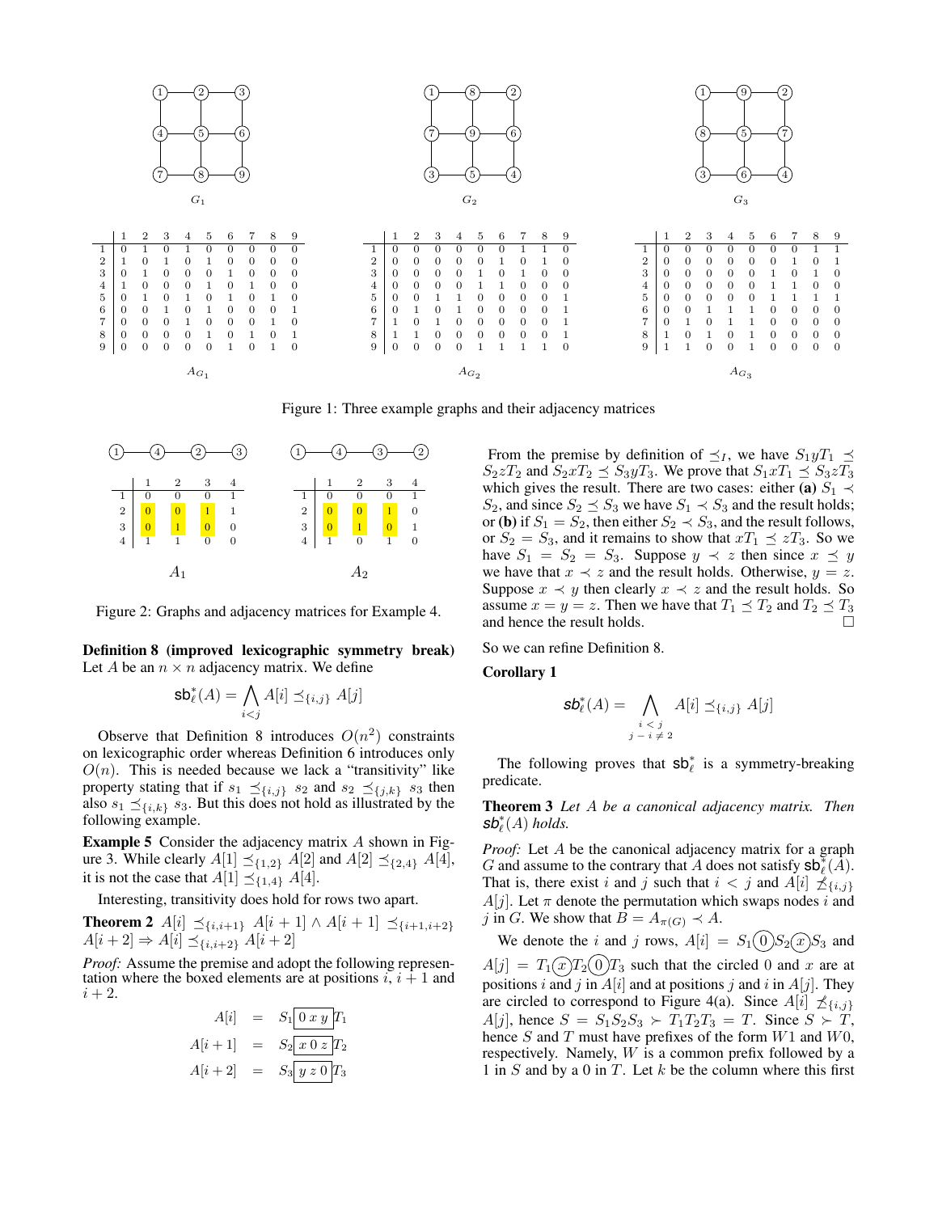$G_1$ (grid graph, rows: 1–2–3 / 4–5–6 / 7–8–9), $G_2$ (rows: 1–8–2 / 7–9–6 / 3–5–4), $G_3$ (rows: 1–9–2 / 8–5–7 / 3–6–4)

$A_{G_1}$

| | 1 | 2 | 3 | 4 | 5 | 6 | 7 | 8 | 9 |
|---|---|---|---|---|---|---|---|---|---|
| 1 | 0 | 1 | 0 | 1 | 0 | 0 | 0 | 0 | 0 |
| 2 | 1 | 0 | 1 | 0 | 1 | 0 | 0 | 0 | 0 |
| 3 | 0 | 1 | 0 | 0 | 0 | 1 | 0 | 0 | 0 |
| 4 | 1 | 0 | 0 | 0 | 1 | 0 | 1 | 0 | 0 |
| 5 | 0 | 1 | 0 | 1 | 0 | 1 | 0 | 1 | 0 |
| 6 | 0 | 0 | 1 | 0 | 1 | 0 | 0 | 0 | 1 |
| 7 | 0 | 0 | 0 | 1 | 0 | 0 | 0 | 1 | 0 |
| 8 | 0 | 0 | 0 | 0 | 1 | 0 | 1 | 0 | 1 |
| 9 | 0 | 0 | 0 | 0 | 0 | 1 | 0 | 1 | 0 |

$A_{G_2}$

| | 1 | 2 | 3 | 4 | 5 | 6 | 7 | 8 | 9 |
|---|---|---|---|---|---|---|---|---|---|
| 1 | 0 | 0 | 0 | 0 | 0 | 0 | 1 | 1 | 0 |
| 2 | 0 | 0 | 0 | 0 | 0 | 1 | 0 | 1 | 0 |
| 3 | 0 | 0 | 0 | 0 | 1 | 0 | 1 | 0 | 0 |
| 4 | 0 | 0 | 0 | 0 | 1 | 1 | 0 | 0 | 0 |
| 5 | 0 | 0 | 1 | 1 | 0 | 0 | 0 | 0 | 1 |
| 6 | 0 | 1 | 0 | 1 | 0 | 0 | 0 | 0 | 1 |
| 7 | 1 | 0 | 1 | 0 | 0 | 0 | 0 | 0 | 1 |
| 8 | 1 | 1 | 0 | 0 | 0 | 0 | 0 | 0 | 1 |
| 9 | 0 | 0 | 0 | 0 | 1 | 1 | 1 | 1 | 0 |

$A_{G_3}$

| | 1 | 2 | 3 | 4 | 5 | 6 | 7 | 8 | 9 |
|---|---|---|---|---|---|---|---|---|---|
| 1 | 0 | 0 | 0 | 0 | 0 | 0 | 0 | 1 | 1 |
| 2 | 0 | 0 | 0 | 0 | 0 | 0 | 1 | 0 | 1 |
| 3 | 0 | 0 | 0 | 0 | 0 | 1 | 0 | 1 | 0 |
| 4 | 0 | 0 | 0 | 0 | 0 | 1 | 1 | 0 | 0 |
| 5 | 0 | 0 | 0 | 0 | 0 | 1 | 1 | 1 | 1 |
| 6 | 0 | 0 | 1 | 1 | 1 | 0 | 0 | 0 | 0 |
| 7 | 0 | 1 | 0 | 1 | 1 | 0 | 0 | 0 | 0 |
| 8 | 1 | 0 | 1 | 0 | 1 | 0 | 0 | 0 | 0 |
| 9 | 1 | 1 | 0 | 0 | 1 | 0 | 0 | 0 | 0 |

Figure 1: Three example graphs and their adjacency matrices

Graph: 1–4–2–3

$A_1$

| | 1 | 2 | 3 | 4 |
|---|---|---|---|---|
| 1 | 0 | 0 | 0 | 1 |
| 2 | 0 | 0 | 1 | 1 |
| 3 | 0 | 1 | 0 | 0 |
| 4 | 1 | 1 | 0 | 0 |

Graph: 1–4–3–2

$A_2$

| | 1 | 2 | 3 | 4 |
|---|---|---|---|---|
| 1 | 0 | 0 | 0 | 1 |
| 2 | 0 | 0 | 1 | 0 |
| 3 | 0 | 1 | 0 | 1 |
| 4 | 1 | 0 | 1 | 0 |

Figure 2: Graphs and adjacency matrices for Example 4.

**Definition 8 (improved lexicographic symmetry break)** Let $A$ be an $n \times n$ adjacency matrix. We define

$$\mathsf{sb}^*_\ell(A) = \bigwedge_{i<j} A[i] \preceq_{\{i,j\}} A[j]$$

Observe that Definition 8 introduces $O(n^2)$ constraints on lexicographic order whereas Definition 6 introduces only $O(n)$. This is needed because we lack a "transitivity" like property stating that if $s_1 \preceq_{\{i,j\}} s_2$ and $s_2 \preceq_{\{j,k\}} s_3$ then also $s_1 \preceq_{\{i,k\}} s_3$. But this does not hold as illustrated by the following example.

**Example 5** Consider the adjacency matrix $A$ shown in Figure 3. While clearly $A[1] \preceq_{\{1,2\}} A[2]$ and $A[2] \preceq_{\{2,4\}} A[4]$, it is not the case that $A[1] \preceq_{\{1,4\}} A[4]$.

Interesting, transitivity does hold for rows two apart.

**Theorem 2** *$A[i] \preceq_{\{i,i+1\}} A[i+1] \wedge A[i+1] \preceq_{\{i+1,i+2\}} A[i+2] \Rightarrow A[i] \preceq_{\{i,i+2\}} A[i+2]$*

*Proof:* Assume the premise and adopt the following representation where the boxed elements are at positions $i$, $i+1$ and $i+2$.

$$\begin{aligned} A[i] &= S_1\boxed{0\ x\ y}T_1 \\ A[i+1] &= S_2\boxed{x\ 0\ z}T_2 \\ A[i+2] &= S_3\boxed{y\ z\ 0}T_3 \end{aligned}$$

From the premise by definition of $\preceq_I$, we have $S_1 y T_1 \preceq S_2 z T_2$ and $S_2 x T_2 \preceq S_3 y T_3$. We prove that $S_1 x T_1 \preceq S_3 z T_3$ which gives the result. There are two cases: either **(a)** $S_1 \prec S_2$, and since $S_2 \preceq S_3$ we have $S_1 \prec S_3$ and the result holds; or **(b)** if $S_1 = S_2$, then either $S_2 \prec S_3$, and the result follows, or $S_2 = S_3$, and it remains to show that $xT_1 \preceq zT_3$. So we have $S_1 = S_2 = S_3$. Suppose $y \prec z$ then since $x \preceq y$ we have that $x \prec z$ and the result holds. Otherwise, $y = z$. Suppose $x \prec y$ then clearly $x \prec z$ and the result holds. So assume $x = y = z$. Then we have that $T_1 \preceq T_2$ and $T_2 \preceq T_3$ and hence the result holds. $\square$

So we can refine Definition 8.

**Corollary 1**

$$\mathsf{sb}^*_\ell(A) = \bigwedge_{\substack{i<j \\ j-i \neq 2}} A[i] \preceq_{\{i,j\}} A[j]$$

The following proves that $\mathsf{sb}^*_\ell$ is a symmetry-breaking predicate.

**Theorem 3** *Let $A$ be a canonical adjacency matrix. Then $\mathsf{sb}^*_\ell(A)$ holds.*

*Proof:* Let $A$ be the canonical adjacency matrix for a graph $G$ and assume to the contrary that $A$ does not satisfy $\mathsf{sb}^*_\ell(A)$. That is, there exist $i$ and $j$ such that $i < j$ and $A[i] \not\preceq_{\{i,j\}} A[j]$. Let $\pi$ denote the permutation which swaps nodes $i$ and $j$ in $G$. We show that $B = A_{\pi(G)} \prec A$.

We denote the $i$ and $j$ rows, $A[i] = S_1 \textcircled{0} S_2 \textcircled{x} S_3$ and $A[j] = T_1 \textcircled{x} T_2 \textcircled{0} T_3$ such that the circled 0 and $x$ are at positions $i$ and $j$ in $A[i]$ and at positions $j$ and $i$ in $A[j]$. They are circled to correspond to Figure 4(a). Since $A[i] \not\preceq_{\{i,j\}} A[j]$, hence $S = S_1S_2S_3 \succ T_1T_2T_3 = T$. Since $S \succ T$, hence $S$ and $T$ must have prefixes of the form $W1$ and $W0$, respectively. Namely, $W$ is a common prefix followed by a 1 in $S$ and by a 0 in $T$. Let $k$ be the column where this first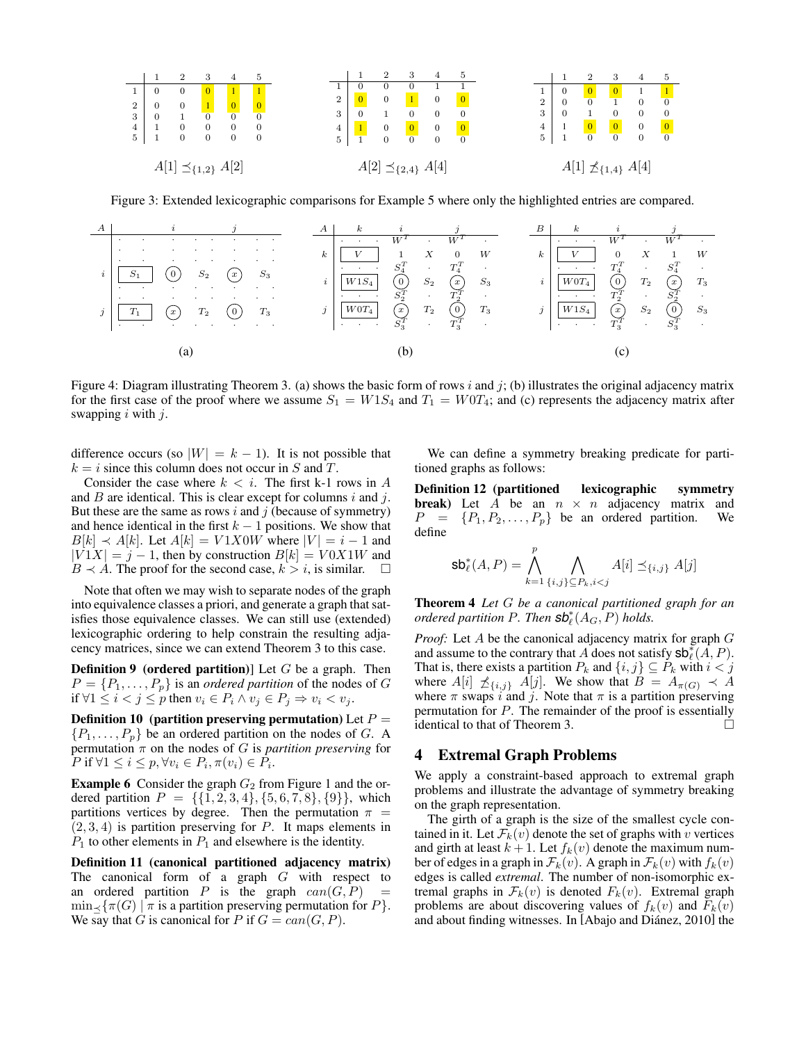|   | 1 | 2 | 3 | 4 | 5 |
|---|---|---|---|---|---|
| 1 | 0 | 0 | 0 | 1 | 1 |
| 2 | 0 | 0 | 1 | 0 | 0 |
| 3 | 0 | 1 | 0 | 0 | 0 |
| 4 | 1 | 0 | 0 | 0 | 0 |
| 5 | 1 | 0 | 0 | 0 | 0 |

$A[1] \preceq_{\{1,2\}} A[2]$

|   | 1 | 2 | 3 | 4 | 5 |
|---|---|---|---|---|---|
| 1 | 0 | 0 | 0 | 1 | 1 |
| 2 | 0 | 0 | 1 | 0 | 0 |
| 3 | 0 | 1 | 0 | 0 | 0 |
| 4 | 1 | 0 | 0 | 0 | 0 |
| 5 | 1 | 0 | 0 | 0 | 0 |

$A[2] \preceq_{\{2,4\}} A[4]$

|   | 1 | 2 | 3 | 4 | 5 |
|---|---|---|---|---|---|
| 1 | 0 | 0 | 0 | 1 | 1 |
| 2 | 0 | 0 | 1 | 0 | 0 |
| 3 | 0 | 1 | 0 | 0 | 0 |
| 4 | 1 | 0 | 0 | 0 | 0 |
| 5 | 1 | 0 | 0 | 0 | 0 |

$A[1] \not\preceq_{\{1,4\}} A[4]$

Figure 3: Extended lexicographic comparisons for Example 5 where only the highlighted entries are compared.

Figure 4: Diagram illustrating Theorem 3. (a) shows the basic form of rows $i$ and $j$; (b) illustrates the original adjacency matrix for the first case of the proof where we assume $S_1 = W1S_4$ and $T_1 = W0T_4$; and (c) represents the adjacency matrix after swapping $i$ with $j$.

difference occurs (so $|W| = k - 1$). It is not possible that $k = i$ since this column does not occur in $S$ and $T$.

Consider the case where $k < i$. The first k-1 rows in $A$ and $B$ are identical. This is clear except for columns $i$ and $j$. But these are the same as rows $i$ and $j$ (because of symmetry) and hence identical in the first $k - 1$ positions. We show that $B[k] \prec A[k]$. Let $A[k] = V1X0W$ where $|V| = i - 1$ and $|V1X| = j - 1$, then by construction $B[k] = V0X1W$ and $B \prec A$. The proof for the second case, $k > i$, is similar. $\square$

Note that often we may wish to separate nodes of the graph into equivalence classes a priori, and generate a graph that satisfies those equivalence classes. We can still use (extended) lexicographic ordering to help constrain the resulting adjacency matrices, since we can extend Theorem 3 to this case.

**Definition 9 (ordered partition)**] Let $G$ be a graph. Then $P = \{P_1, \ldots, P_p\}$ is an *ordered partition* of the nodes of $G$ if $\forall 1 \leq i < j \leq p$ then $v_i \in P_i \wedge v_j \in P_j \Rightarrow v_i < v_j$.

**Definition 10 (partition preserving permutation)** Let $P = \{P_1, \ldots, P_p\}$ be an ordered partition on the nodes of $G$. A permutation $\pi$ on the nodes of $G$ is *partition preserving* for $P$ if $\forall 1 \leq i \leq p, \forall v_i \in P_i, \pi(v_i) \in P_i$.

**Example 6** Consider the graph $G_2$ from Figure 1 and the ordered partition $P = \{\{1, 2, 3, 4\}, \{5, 6, 7, 8\}, \{9\}\}$, which partitions vertices by degree. Then the permutation $\pi = (2, 3, 4)$ is partition preserving for $P$. It maps elements in $P_1$ to other elements in $P_1$ and elsewhere is the identity.

**Definition 11 (canonical partitioned adjacency matrix)** The canonical form of a graph $G$ with respect to an ordered partition $P$ is the graph $can(G, P) = \min_{\preceq}\{\pi(G) \mid \pi \text{ is a partition preserving permutation for } P\}$. We say that $G$ is canonical for $P$ if $G = can(G, P)$.

We can define a symmetry breaking predicate for partitioned graphs as follows:

**Definition 12 (partitioned lexicographic symmetry break)** Let $A$ be an $n \times n$ adjacency matrix and $P = \{P_1, P_2, \ldots, P_p\}$ be an ordered partition. We define

$$\mathsf{sb}^*_\ell(A, P) = \bigwedge_{k=1}^{p} \bigwedge_{\{i,j\} \subseteq P_k, i<j} A[i] \preceq_{\{i,j\}} A[j]$$

**Theorem 4** *Let $G$ be a canonical partitioned graph for an ordered partition $P$. Then $\mathsf{sb}^*_\ell(A_G, P)$ holds.*

*Proof:* Let $A$ be the canonical adjacency matrix for graph $G$ and assume to the contrary that $A$ does not satisfy $\mathsf{sb}^*_\ell(A, P)$. That is, there exists a partition $P_k$ and $\{i, j\} \subseteq P_k$ with $i < j$ where $A[i] \not\preceq_{\{i,j\}} A[j]$. We show that $B = A_{\pi(G)} \prec A$ where $\pi$ swaps $i$ and $j$. Note that $\pi$ is a partition preserving permutation for $P$. The remainder of the proof is essentially identical to that of Theorem 3. $\square$

## 4 Extremal Graph Problems

We apply a constraint-based approach to extremal graph problems and illustrate the advantage of symmetry breaking on the graph representation.

The girth of a graph is the size of the smallest cycle contained in it. Let $\mathcal{F}_k(v)$ denote the set of graphs with $v$ vertices and girth at least $k+1$. Let $f_k(v)$ denote the maximum number of edges in a graph in $\mathcal{F}_k(v)$. A graph in $\mathcal{F}_k(v)$ with $f_k(v)$ edges is called *extremal*. The number of non-isomorphic extremal graphs in $\mathcal{F}_k(v)$ is denoted $F_k(v)$. Extremal graph problems are about discovering values of $f_k(v)$ and $F_k(v)$ and about finding witnesses. In [Abajo and Diánez, 2010] the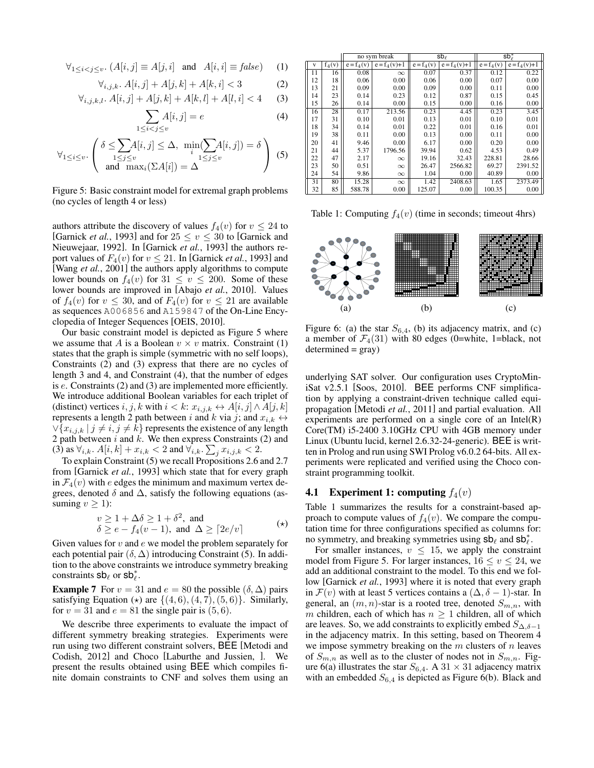$$\forall_{1\leq i<j\leq v}.\ (A[i,j] \equiv A[j,i] \ \text{ and } \ A[i,i] \equiv false) \quad (1)$$

$$\forall_{i,j,k}.\ A[i,j] + A[j,k] + A[k,i] < 3 \quad (2)$$

$$\forall_{i,j,k,l}.\ A[i,j] + A[j,k] + A[k,l] + A[l,i] < 4 \quad (3)$$

$$\sum_{1\leq i<j\leq v} A[i,j] = e \quad (4)$$

$$\forall_{1\leq i\leq v}.\ \left( \begin{array}{c} \delta \leq \sum\limits_{1\leq j\leq v} A[i,j] \leq \Delta,\ \min\limits_i (\sum\limits_{1\leq j\leq v} A[i,j]) = \delta \\ \text{and } \ \max_i(\Sigma A[i]) = \Delta \end{array} \right) \quad (5)$$

Figure 5: Basic constraint model for extremal graph problems (no cycles of length 4 or less)

authors attribute the discovery of values $f_4(v)$ for $v \leq 24$ to [Garnick *et al.*, 1993] and for $25 \leq v \leq 30$ to [Garnick and Nieuwejaar, 1992]. In [Garnick *et al.*, 1993] the authors report values of $F_4(v)$ for $v \leq 21$. In [Garnick *et al.*, 1993] and [Wang *et al.*, 2001] the authors apply algorithms to compute lower bounds on $f_4(v)$ for $31 \leq v \leq 200$. Some of these lower bounds are improved in [Abajo *et al.*, 2010]. Values of $f_4(v)$ for $v \leq 30$, and of $F_4(v)$ for $v \leq 21$ are available as sequences A006856 and A159847 of the On-Line Encyclopedia of Integer Sequences [OEIS, 2010].

Our basic constraint model is depicted as Figure 5 where we assume that $A$ is a Boolean $v \times v$ matrix. Constraint (1) states that the graph is simple (symmetric with no self loops), Constraints (2) and (3) express that there are no cycles of length 3 and 4, and Constraint (4), that the number of edges is $e$. Constraints (2) and (3) are implemented more efficiently. We introduce additional Boolean variables for each triplet of (distinct) vertices $i, j, k$ with $i < k$: $x_{i,j,k} \leftrightarrow A[i,j] \wedge A[j,k]$ represents a length 2 path between $i$ and $k$ via $j$; and $x_{i,k} \leftrightarrow \vee\{x_{i,j,k} \mid j \neq i, j \neq k\}$ represents the existence of any length 2 path between $i$ and $k$. We then express Constraints (2) and (3) as $\forall_{i,k}.\ A[i,k] + x_{i,k} < 2$ and $\forall_{i,k}. \sum_j x_{i,j,k} < 2$.

To explain Constraint (5) we recall Propositions 2.6 and 2.7 from [Garnick *et al.*, 1993] which state that for every graph in $\mathcal{F}_4(v)$ with $e$ edges the minimum and maximum vertex degrees, denoted $\delta$ and $\Delta$, satisfy the following equations (assuming $v \geq 1$):

$$\begin{array}{l} v \geq 1 + \Delta\delta \geq 1 + \delta^2, \text{ and} \\ \delta \geq e - f_4(v-1), \text{ and } \ \Delta \geq \lceil 2e/v \rceil \end{array} \quad (\star)$$

Given values for $v$ and $e$ we model the problem separately for each potential pair $(\delta, \Delta)$ introducing Constraint (5). In addition to the above constraints we introduce symmetry breaking constraints $\mathsf{sb}_\ell$ or $\mathsf{sb}^*_\ell$.

**Example 7** For $v = 31$ and $e = 80$ the possible $(\delta, \Delta)$ pairs satisfying Equation ($\star$) are $\{(4,6),(4,7),(5,6)\}$. Similarly, for $v = 31$ and $e = 81$ the single pair is $(5,6)$.

We describe three experiments to evaluate the impact of different symmetry breaking strategies. Experiments were run using two different constraint solvers, BEE [Metodi and Codish, 2012] and Choco [Laburthe and Jussien, ]. We present the results obtained using BEE which compiles finite domain constraints to CNF and solves them using an

| | | no sym break | | $\mathsf{sb}_\ell$ | | $\mathsf{sb}^*_\ell$ | |
|---|---|---|---|---|---|---|---|
| v | $f_4(v)$ | $e = f_4(v)$ | $e = f_4(v)+1$ | $e = f_4(v)$ | $e = f_4(v)+1$ | $e = f_4(v)$ | $e = f_4(v)+1$ |
| 11 | 16 | 0.08 | $\infty$ | 0.07 | 0.37 | 0.12 | 0.22 |
| 12 | 18 | 0.06 | 0.00 | 0.06 | 0.00 | 0.07 | 0.00 |
| 13 | 21 | 0.09 | 0.00 | 0.09 | 0.00 | 0.11 | 0.00 |
| 14 | 23 | 0.14 | 0.23 | 0.12 | 0.87 | 0.15 | 0.45 |
| 15 | 26 | 0.14 | 0.00 | 0.15 | 0.00 | 0.16 | 0.00 |
| 16 | 28 | 0.17 | 213.56 | 0.23 | 4.45 | 0.23 | 3.45 |
| 17 | 31 | 0.10 | 0.01 | 0.13 | 0.01 | 0.10 | 0.01 |
| 18 | 34 | 0.14 | 0.01 | 0.22 | 0.01 | 0.16 | 0.01 |
| 19 | 38 | 0.11 | 0.00 | 0.13 | 0.00 | 0.11 | 0.00 |
| 20 | 41 | 9.46 | 0.00 | 6.17 | 0.00 | 0.20 | 0.00 |
| 21 | 44 | 5.37 | 1796.56 | 39.94 | 0.62 | 4.53 | 0.49 |
| 22 | 47 | 2.17 | $\infty$ | 19.16 | 32.43 | 228.81 | 28.66 |
| 23 | 50 | 0.51 | $\infty$ | 26.47 | 2566.82 | 69.27 | 2391.52 |
| 24 | 54 | 9.86 | $\infty$ | 1.04 | 0.00 | 40.89 | 0.00 |
| 31 | 80 | 15.28 | $\infty$ | 1.42 | 2408.63 | 1.65 | 2373.49 |
| 32 | 85 | 588.78 | 0.00 | 125.07 | 0.00 | 100.35 | 0.00 |

Table 1: Computing $f_4(v)$ (time in seconds; timeout 4hrs)

(a) (b) (c)

Figure 6: (a) the star $S_{6,4}$, (b) its adjacency matrix, and (c) a member of $\mathcal{F}_4(31)$ with 80 edges (0=white, 1=black, not determined = gray)

underlying SAT solver. Our configuration uses CryptoMiniSat v2.5.1 [Soos, 2010]. BEE performs CNF simplification by applying a constraint-driven technique called equi-propagation [Metodi *et al.*, 2011] and partial evaluation. All experiments are performed on a single core of an Intel(R) Core(TM) i5-2400 3.10GHz CPU with 4GB memory under Linux (Ubuntu lucid, kernel 2.6.32-24-generic). BEE is written in Prolog and run using SWI Prolog v6.0.2 64-bits. All experiments were replicated and verified using the Choco constraint programming toolkit.

### 4.1 Experiment 1: computing $f_4(v)$

Table 1 summarizes the results for a constraint-based approach to compute values of $f_4(v)$. We compare the computation time for three configurations specified as columns for: no symmetry, and breaking symmetries using $\mathsf{sb}_\ell$ and $\mathsf{sb}^*_\ell$.

For smaller instances, $v \leq 15$, we apply the constraint model from Figure 5. For larger instances, $16 \leq v \leq 24$, we add an additional constraint to the model. To this end we follow [Garnick *et al.*, 1993] where it is noted that every graph in $\mathcal{F}(v)$ with at least 5 vertices contains a $(\Delta, \delta - 1)$-star. In general, an $(m, n)$-star is a rooted tree, denoted $S_{m,n}$, with $m$ children, each of which has $n \geq 1$ children, all of which are leaves. So, we add constraints to explicitly embed $S_{\Delta,\delta-1}$ in the adjacency matrix. In this setting, based on Theorem 4 we impose symmetry breaking on the $m$ clusters of $n$ leaves of $S_{m,n}$ as well as to the cluster of nodes not in $S_{m,n}$. Figure 6(a) illustrates the star $S_{6,4}$. A $31 \times 31$ adjacency matrix with an embedded $S_{6,4}$ is depicted as Figure 6(b). Black and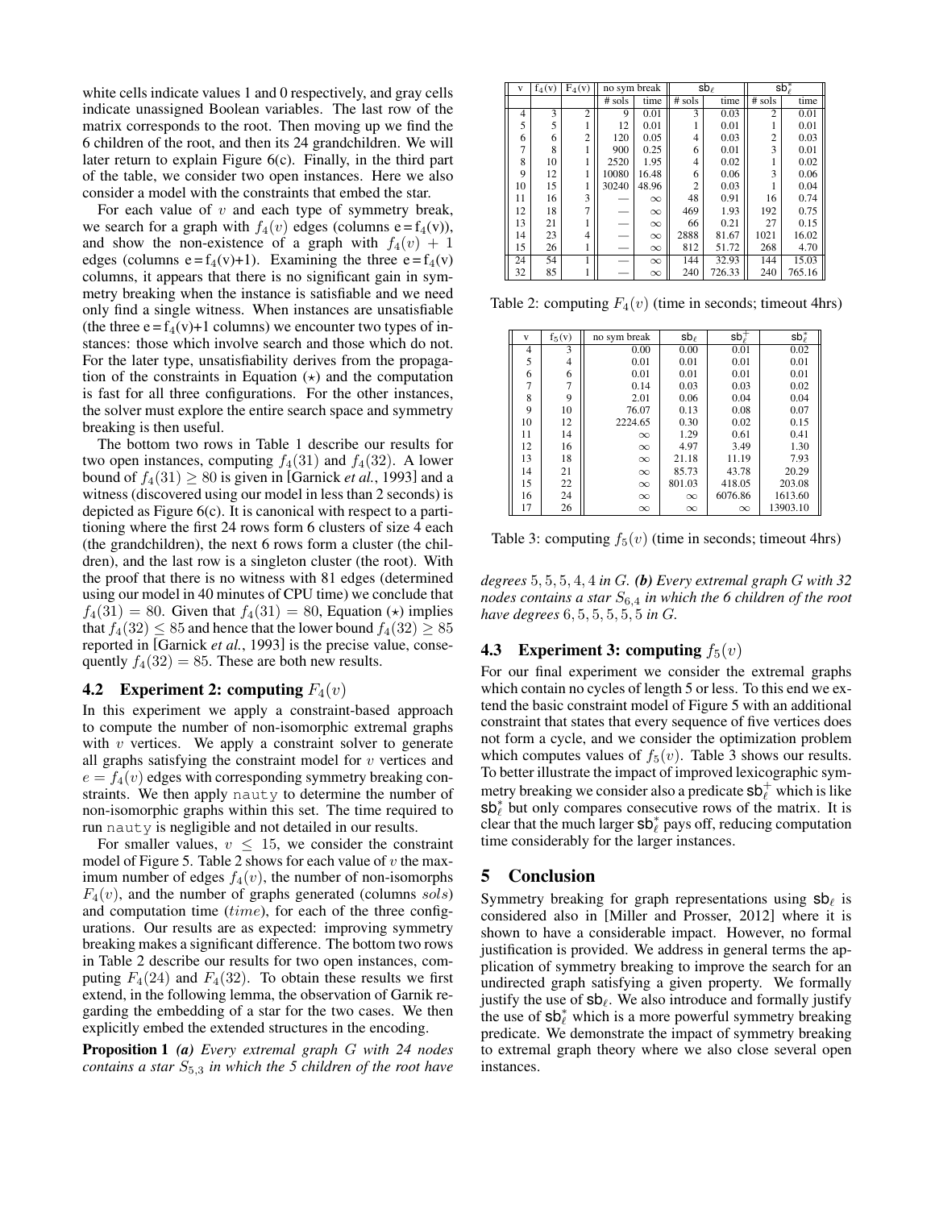white cells indicate values 1 and 0 respectively, and gray cells indicate unassigned Boolean variables. The last row of the matrix corresponds to the root. Then moving up we find the 6 children of the root, and then its 24 grandchildren. We will later return to explain Figure 6(c). Finally, in the third part of the table, we consider two open instances. Here we also consider a model with the constraints that embed the star.

For each value of $v$ and each type of symmetry break, we search for a graph with $f_4(v)$ edges (columns $e = f_4(v)$), and show the non-existence of a graph with $f_4(v) + 1$ edges (columns $e = f_4(v)+1$). Examining the three $e = f_4(v)$ columns, it appears that there is no significant gain in symmetry breaking when the instance is satisfiable and we need only find a single witness. When instances are unsatisfiable (the three $e = f_4(v)+1$ columns) we encounter two types of instances: those which involve search and those which do not. For the later type, unsatisfiability derives from the propagation of the constraints in Equation ($\star$) and the computation is fast for all three configurations. For the other instances, the solver must explore the entire search space and symmetry breaking is then useful.

The bottom two rows in Table 1 describe our results for two open instances, computing $f_4(31)$ and $f_4(32)$. A lower bound of $f_4(31) \geq 80$ is given in [Garnick *et al.*, 1993] and a witness (discovered using our model in less than 2 seconds) is depicted as Figure 6(c). It is canonical with respect to a partitioning where the first 24 rows form 6 clusters of size 4 each (the grandchildren), the next 6 rows form a cluster (the children), and the last row is a singleton cluster (the root). With the proof that there is no witness with 81 edges (determined using our model in 40 minutes of CPU time) we conclude that $f_4(31) = 80$. Given that $f_4(31) = 80$, Equation ($\star$) implies that $f_4(32) \leq 85$ and hence that the lower bound $f_4(32) \geq 85$ reported in [Garnick *et al.*, 1993] is the precise value, consequently $f_4(32) = 85$. These are both new results.

### 4.2 Experiment 2: computing $F_4(v)$

In this experiment we apply a constraint-based approach to compute the number of non-isomorphic extremal graphs with $v$ vertices. We apply a constraint solver to generate all graphs satisfying the constraint model for $v$ vertices and $e = f_4(v)$ edges with corresponding symmetry breaking constraints. We then apply `nauty` to determine the number of non-isomorphic graphs within this set. The time required to run `nauty` is negligible and not detailed in our results.

For smaller values, $v \leq 15$, we consider the constraint model of Figure 5. Table 2 shows for each value of $v$ the maximum number of edges $f_4(v)$, the number of non-isomorphs $F_4(v)$, and the number of graphs generated (columns $sols$) and computation time ($time$), for each of the three configurations. Our results are as expected: improving symmetry breaking makes a significant difference. The bottom two rows in Table 2 describe our results for two open instances, computing $F_4(24)$ and $F_4(32)$. To obtain these results we first extend, in the following lemma, the observation of Garnik regarding the embedding of a star for the two cases. We then explicitly embed the extended structures in the encoding.

**Proposition 1** ***(a)*** *Every extremal graph $G$ with 24 nodes contains a star $S_{5,3}$ in which the 5 children of the root have degrees 5, 5, 5, 4, 4 in $G$.* ***(b)*** *Every extremal graph $G$ with 32 nodes contains a star $S_{6,4}$ in which the 6 children of the root have degrees 6, 6, 5, 5, 5, 5, 5 in $G$.*

| v | $f_4$(v) | $F_4$(v) | no sym break | | $\mathsf{sb}_\ell$ | | $\mathsf{sb}^*_\ell$ | |
|---|---|---|---|---|---|---|---|---|
| | | | # sols | time | # sols | time | # sols | time |
| 4 | 3 | 2 | 9 | 0.01 | 3 | 0.03 | 2 | 0.01 |
| 5 | 5 | 1 | 12 | 0.01 | 1 | 0.01 | 1 | 0.01 |
| 6 | 6 | 2 | 120 | 0.05 | 4 | 0.03 | 2 | 0.03 |
| 7 | 8 | 1 | 900 | 0.25 | 6 | 0.01 | 3 | 0.01 |
| 8 | 10 | 1 | 2520 | 1.95 | 4 | 0.02 | 1 | 0.02 |
| 9 | 12 | 1 | 10080 | 16.48 | 6 | 0.06 | 3 | 0.06 |
| 10 | 15 | 1 | 30240 | 48.96 | 2 | 0.03 | 1 | 0.04 |
| 11 | 16 | 3 | — | $\infty$ | 48 | 0.91 | 16 | 0.74 |
| 12 | 18 | 7 | — | $\infty$ | 469 | 1.93 | 192 | 0.75 |
| 13 | 21 | 1 | — | $\infty$ | 66 | 0.21 | 27 | 0.15 |
| 14 | 23 | 4 | — | $\infty$ | 2888 | 81.67 | 1021 | 16.02 |
| 15 | 26 | 1 | — | $\infty$ | 812 | 51.72 | 268 | 4.70 |
| 24 | 54 | 1 | — | $\infty$ | 144 | 32.93 | 144 | 15.03 |
| 32 | 85 | 1 | — | $\infty$ | 240 | 726.33 | 240 | 765.16 |

Table 2: computing $F_4(v)$ (time in seconds; timeout 4hrs)

| v | $f_5$(v) | no sym break | $\mathsf{sb}_\ell$ | $\mathsf{sb}^+_\ell$ | $\mathsf{sb}^*_\ell$ |
|---|---|---|---|---|---|
| 4 | 3 | 0.00 | 0.00 | 0.01 | 0.02 |
| 5 | 4 | 0.01 | 0.01 | 0.01 | 0.01 |
| 6 | 6 | 0.01 | 0.01 | 0.01 | 0.01 |
| 7 | 7 | 0.14 | 0.03 | 0.03 | 0.02 |
| 8 | 9 | 2.01 | 0.06 | 0.04 | 0.04 |
| 9 | 10 | 76.07 | 0.13 | 0.08 | 0.07 |
| 10 | 12 | 2224.65 | 0.30 | 0.02 | 0.15 |
| 11 | 14 | $\infty$ | 1.29 | 0.61 | 0.41 |
| 12 | 16 | $\infty$ | 4.97 | 3.49 | 1.30 |
| 13 | 18 | $\infty$ | 21.18 | 11.19 | 7.93 |
| 14 | 21 | $\infty$ | 85.73 | 43.78 | 20.29 |
| 15 | 22 | $\infty$ | 801.03 | 418.05 | 203.08 |
| 16 | 24 | $\infty$ | $\infty$ | 6076.86 | 1613.60 |
| 17 | 26 | $\infty$ | $\infty$ | $\infty$ | 13903.10 |

Table 3: computing $f_5(v)$ (time in seconds; timeout 4hrs)

### 4.3 Experiment 3: computing $f_5(v)$

For our final experiment we consider the extremal graphs which contain no cycles of length 5 or less. To this end we extend the basic constraint model of Figure 5 with an additional constraint that states that every sequence of five vertices does not form a cycle, and we consider the optimization problem which computes values of $f_5(v)$. Table 3 shows our results. To better illustrate the impact of improved lexicographic symmetry breaking we consider also a predicate $\mathsf{sb}^+_\ell$ which is like $\mathsf{sb}^*_\ell$ but only compares consecutive rows of the matrix. It is clear that the much larger $\mathsf{sb}^*_\ell$ pays off, reducing computation time considerably for the larger instances.

## 5 Conclusion

Symmetry breaking for graph representations using $\mathsf{sb}_\ell$ is considered also in [Miller and Prosser, 2012] where it is shown to have a considerable impact. However, no formal justification is provided. We address in general terms the application of symmetry breaking to improve the search for an undirected graph satisfying a given property. We formally justify the use of $\mathsf{sb}_\ell$. We also introduce and formally justify the use of $\mathsf{sb}^*_\ell$ which is a more powerful symmetry breaking predicate. We demonstrate the impact of symmetry breaking to extremal graph theory where we also close several open instances.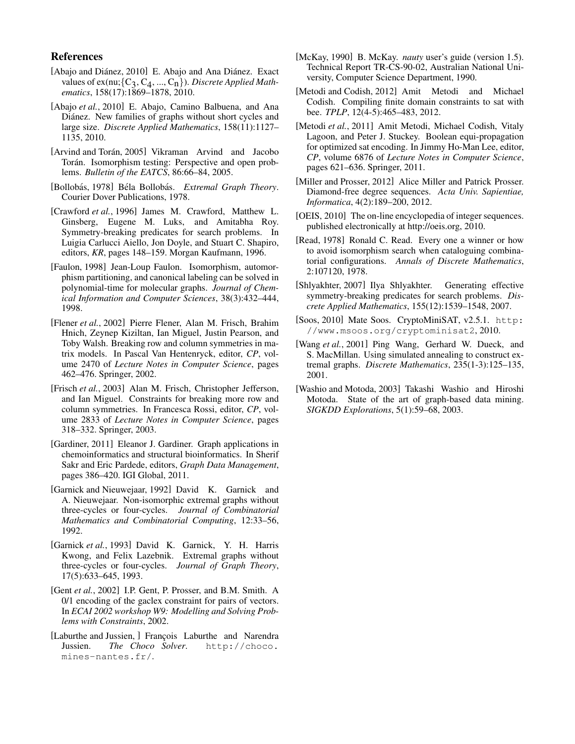## References

[Abajo and Diánez, 2010] E. Abajo and Ana Diánez. Exact values of ex(nu;$\{C_3, C_4, ..., C_n\}$). *Discrete Applied Mathematics*, 158(17):1869–1878, 2010.

[Abajo *et al.*, 2010] E. Abajo, Camino Balbuena, and Ana Diánez. New families of graphs without short cycles and large size. *Discrete Applied Mathematics*, 158(11):1127–1135, 2010.

[Arvind and Torán, 2005] Vikraman Arvind and Jacobo Torán. Isomorphism testing: Perspective and open problems. *Bulletin of the EATCS*, 86:66–84, 2005.

[Bollobás, 1978] Béla Bollobás. *Extremal Graph Theory*. Courier Dover Publications, 1978.

[Crawford *et al.*, 1996] James M. Crawford, Matthew L. Ginsberg, Eugene M. Luks, and Amitabha Roy. Symmetry-breaking predicates for search problems. In Luigia Carlucci Aiello, Jon Doyle, and Stuart C. Shapiro, editors, *KR*, pages 148–159. Morgan Kaufmann, 1996.

[Faulon, 1998] Jean-Loup Faulon. Isomorphism, automorphism partitioning, and canonical labeling can be solved in polynomial-time for molecular graphs. *Journal of Chemical Information and Computer Sciences*, 38(3):432–444, 1998.

[Flener *et al.*, 2002] Pierre Flener, Alan M. Frisch, Brahim Hnich, Zeynep Kiziltan, Ian Miguel, Justin Pearson, and Toby Walsh. Breaking row and column symmetries in matrix models. In Pascal Van Hentenryck, editor, *CP*, volume 2470 of *Lecture Notes in Computer Science*, pages 462–476. Springer, 2002.

[Frisch *et al.*, 2003] Alan M. Frisch, Christopher Jefferson, and Ian Miguel. Constraints for breaking more row and column symmetries. In Francesca Rossi, editor, *CP*, volume 2833 of *Lecture Notes in Computer Science*, pages 318–332. Springer, 2003.

[Gardiner, 2011] Eleanor J. Gardiner. Graph applications in chemoinformatics and structural bioinformatics. In Sherif Sakr and Eric Pardede, editors, *Graph Data Management*, pages 386–420. IGI Global, 2011.

[Garnick and Nieuwejaar, 1992] David K. Garnick and A. Nieuwejaar. Non-isomorphic extremal graphs without three-cycles or four-cycles. *Journal of Combinatorial Mathematics and Combinatorial Computing*, 12:33–56, 1992.

[Garnick *et al.*, 1993] David K. Garnick, Y. H. Harris Kwong, and Felix Lazebnik. Extremal graphs without three-cycles or four-cycles. *Journal of Graph Theory*, 17(5):633–645, 1993.

[Gent *et al.*, 2002] I.P. Gent, P. Prosser, and B.M. Smith. A 0/1 encoding of the gaclex constraint for pairs of vectors. In *ECAI 2002 workshop W9: Modelling and Solving Problems with Constraints*, 2002.

[Laburthe and Jussien, ] François Laburthe and Narendra Jussien. *The Choco Solver*. http://choco.mines-nantes.fr/.

[McKay, 1990] B. McKay. *nauty* user's guide (version 1.5). Technical Report TR-CS-90-02, Australian National University, Computer Science Department, 1990.

[Metodi and Codish, 2012] Amit Metodi and Michael Codish. Compiling finite domain constraints to sat with bee. *TPLP*, 12(4-5):465–483, 2012.

[Metodi *et al.*, 2011] Amit Metodi, Michael Codish, Vitaly Lagoon, and Peter J. Stuckey. Boolean equi-propagation for optimized sat encoding. In Jimmy Ho-Man Lee, editor, *CP*, volume 6876 of *Lecture Notes in Computer Science*, pages 621–636. Springer, 2011.

[Miller and Prosser, 2012] Alice Miller and Patrick Prosser. Diamond-free degree sequences. *Acta Univ. Sapientiae, Informatica*, 4(2):189–200, 2012.

[OEIS, 2010] The on-line encyclopedia of integer sequences. published electronically at http://oeis.org, 2010.

[Read, 1978] Ronald C. Read. Every one a winner or how to avoid isomorphism search when cataloguing combinatorial configurations. *Annals of Discrete Mathematics*, 2:107120, 1978.

[Shlyakhter, 2007] Ilya Shlyakhter. Generating effective symmetry-breaking predicates for search problems. *Discrete Applied Mathematics*, 155(12):1539–1548, 2007.

[Soos, 2010] Mate Soos. CryptoMiniSAT, v2.5.1. http://www.msoos.org/cryptominisat2, 2010.

[Wang *et al.*, 2001] Ping Wang, Gerhard W. Dueck, and S. MacMillan. Using simulated annealing to construct extremal graphs. *Discrete Mathematics*, 235(1-3):125–135, 2001.

[Washio and Motoda, 2003] Takashi Washio and Hiroshi Motoda. State of the art of graph-based data mining. *SIGKDD Explorations*, 5(1):59–68, 2003.